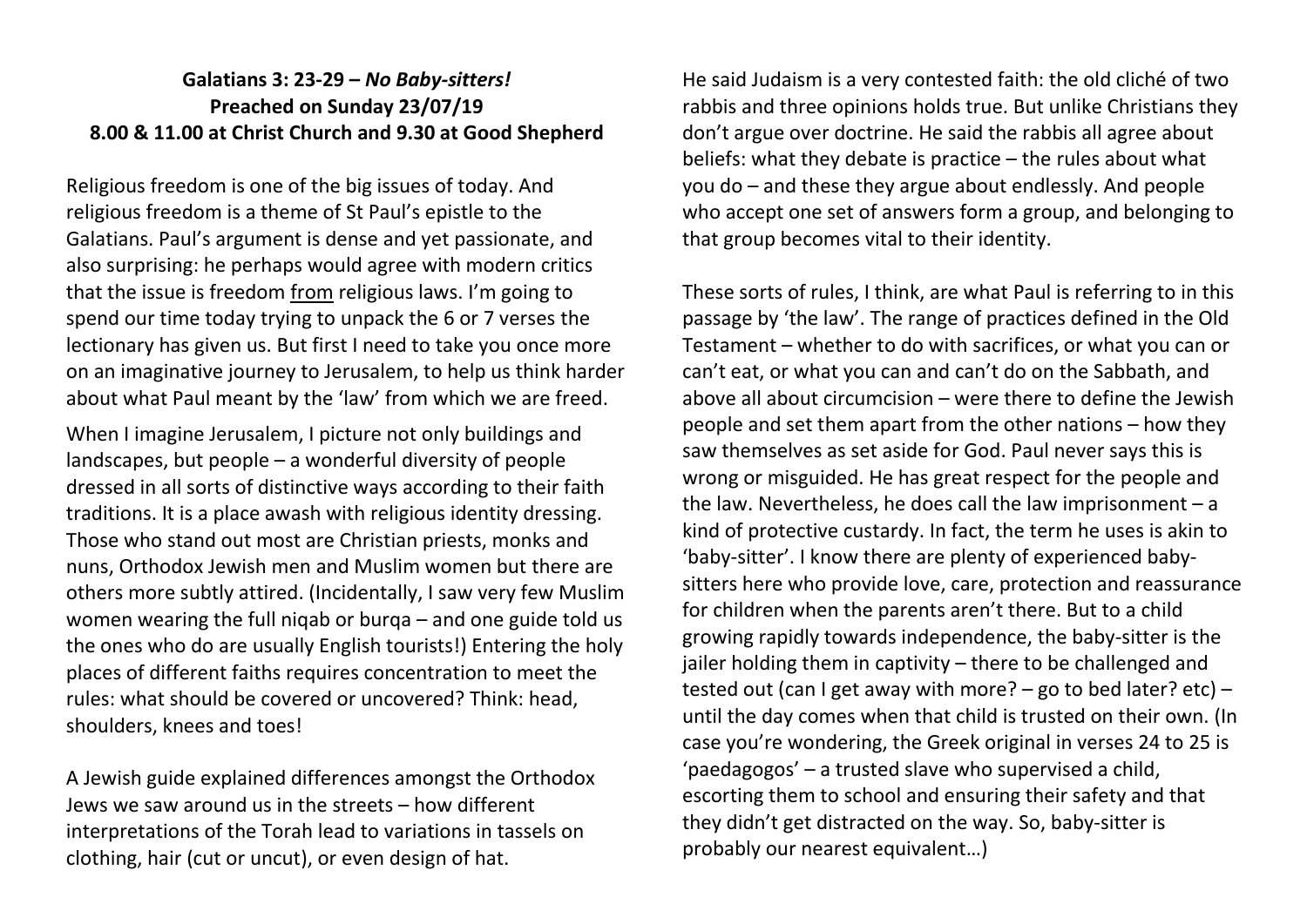**Galatians 3: 23-29 – *No Baby-sitters!***
**Preached on Sunday 23/07/19**
**8.00 & 11.00 at Christ Church and 9.30 at Good Shepherd**

Religious freedom is one of the big issues of today. And religious freedom is a theme of St Paul's epistle to the Galatians. Paul's argument is dense and yet passionate, and also surprising: he perhaps would agree with modern critics that the issue is freedom <u>from</u> religious laws. I'm going to spend our time today trying to unpack the 6 or 7 verses the lectionary has given us. But first I need to take you once more on an imaginative journey to Jerusalem, to help us think harder about what Paul meant by the 'law' from which we are freed.

When I imagine Jerusalem, I picture not only buildings and landscapes, but people – a wonderful diversity of people dressed in all sorts of distinctive ways according to their faith traditions. It is a place awash with religious identity dressing. Those who stand out most are Christian priests, monks and nuns, Orthodox Jewish men and Muslim women but there are others more subtly attired. (Incidentally, I saw very few Muslim women wearing the full niqab or burqa – and one guide told us the ones who do are usually English tourists!) Entering the holy places of different faiths requires concentration to meet the rules: what should be covered or uncovered? Think: head, shoulders, knees and toes!

A Jewish guide explained differences amongst the Orthodox Jews we saw around us in the streets – how different interpretations of the Torah lead to variations in tassels on clothing, hair (cut or uncut), or even design of hat.

He said Judaism is a very contested faith: the old cliché of two rabbis and three opinions holds true. But unlike Christians they don't argue over doctrine. He said the rabbis all agree about beliefs: what they debate is practice – the rules about what you do – and these they argue about endlessly. And people who accept one set of answers form a group, and belonging to that group becomes vital to their identity.

These sorts of rules, I think, are what Paul is referring to in this passage by 'the law'. The range of practices defined in the Old Testament – whether to do with sacrifices, or what you can or can't eat, or what you can and can't do on the Sabbath, and above all about circumcision – were there to define the Jewish people and set them apart from the other nations – how they saw themselves as set aside for God. Paul never says this is wrong or misguided. He has great respect for the people and the law. Nevertheless, he does call the law imprisonment – a kind of protective custardy. In fact, the term he uses is akin to 'baby-sitter'. I know there are plenty of experienced baby-sitters here who provide love, care, protection and reassurance for children when the parents aren't there. But to a child growing rapidly towards independence, the baby-sitter is the jailer holding them in captivity – there to be challenged and tested out (can I get away with more? – go to bed later? etc) – until the day comes when that child is trusted on their own. (In case you're wondering, the Greek original in verses 24 to 25 is 'paedagogos' – a trusted slave who supervised a child, escorting them to school and ensuring their safety and that they didn't get distracted on the way. So, baby-sitter is probably our nearest equivalent…)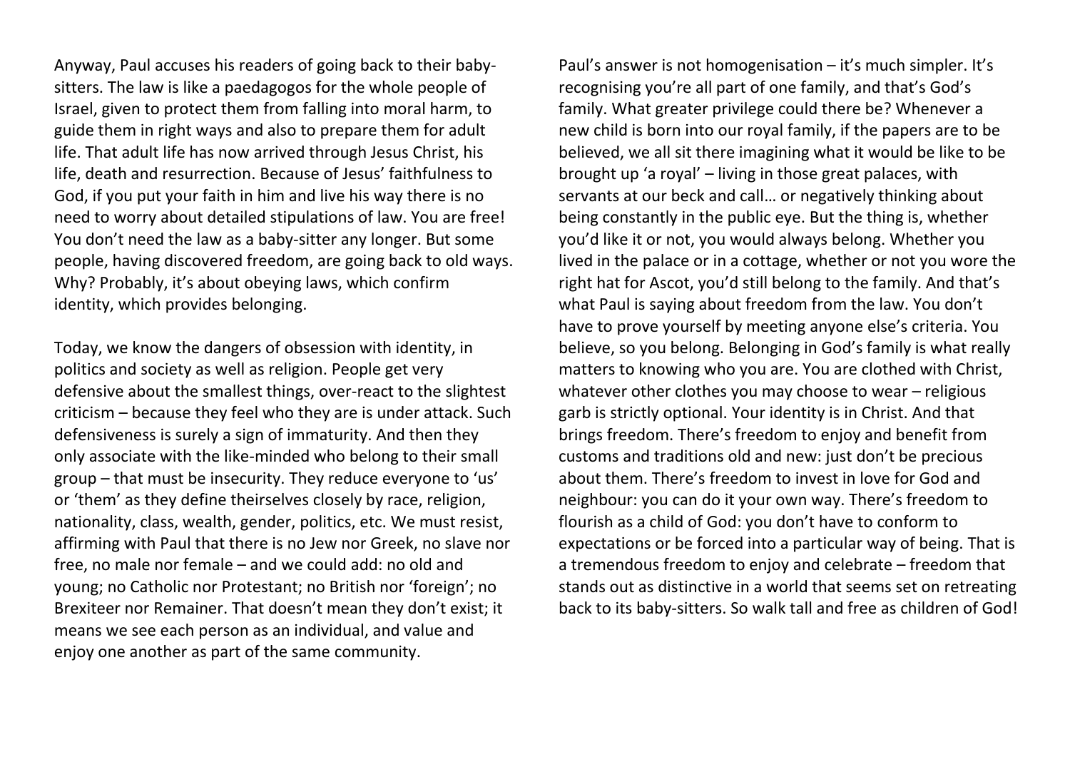Anyway, Paul accuses his readers of going back to their baby-sitters. The law is like a paedagogos for the whole people of Israel, given to protect them from falling into moral harm, to guide them in right ways and also to prepare them for adult life. That adult life has now arrived through Jesus Christ, his life, death and resurrection. Because of Jesus' faithfulness to God, if you put your faith in him and live his way there is no need to worry about detailed stipulations of law. You are free! You don't need the law as a baby-sitter any longer. But some people, having discovered freedom, are going back to old ways. Why? Probably, it's about obeying laws, which confirm identity, which provides belonging.

Today, we know the dangers of obsession with identity, in politics and society as well as religion. People get very defensive about the smallest things, over-react to the slightest criticism – because they feel who they are is under attack. Such defensiveness is surely a sign of immaturity. And then they only associate with the like-minded who belong to their small group – that must be insecurity. They reduce everyone to 'us' or 'them' as they define theirselves closely by race, religion, nationality, class, wealth, gender, politics, etc. We must resist, affirming with Paul that there is no Jew nor Greek, no slave nor free, no male nor female – and we could add: no old and young; no Catholic nor Protestant; no British nor 'foreign'; no Brexiteer nor Remainer. That doesn't mean they don't exist; it means we see each person as an individual, and value and enjoy one another as part of the same community.

Paul's answer is not homogenisation – it's much simpler. It's recognising you're all part of one family, and that's God's family. What greater privilege could there be? Whenever a new child is born into our royal family, if the papers are to be believed, we all sit there imagining what it would be like to be brought up 'a royal' – living in those great palaces, with servants at our beck and call… or negatively thinking about being constantly in the public eye. But the thing is, whether you'd like it or not, you would always belong. Whether you lived in the palace or in a cottage, whether or not you wore the right hat for Ascot, you'd still belong to the family. And that's what Paul is saying about freedom from the law. You don't have to prove yourself by meeting anyone else's criteria. You believe, so you belong. Belonging in God's family is what really matters to knowing who you are. You are clothed with Christ, whatever other clothes you may choose to wear – religious garb is strictly optional. Your identity is in Christ. And that brings freedom. There's freedom to enjoy and benefit from customs and traditions old and new: just don't be precious about them. There's freedom to invest in love for God and neighbour: you can do it your own way. There's freedom to flourish as a child of God: you don't have to conform to expectations or be forced into a particular way of being. That is a tremendous freedom to enjoy and celebrate – freedom that stands out as distinctive in a world that seems set on retreating back to its baby-sitters. So walk tall and free as children of God!